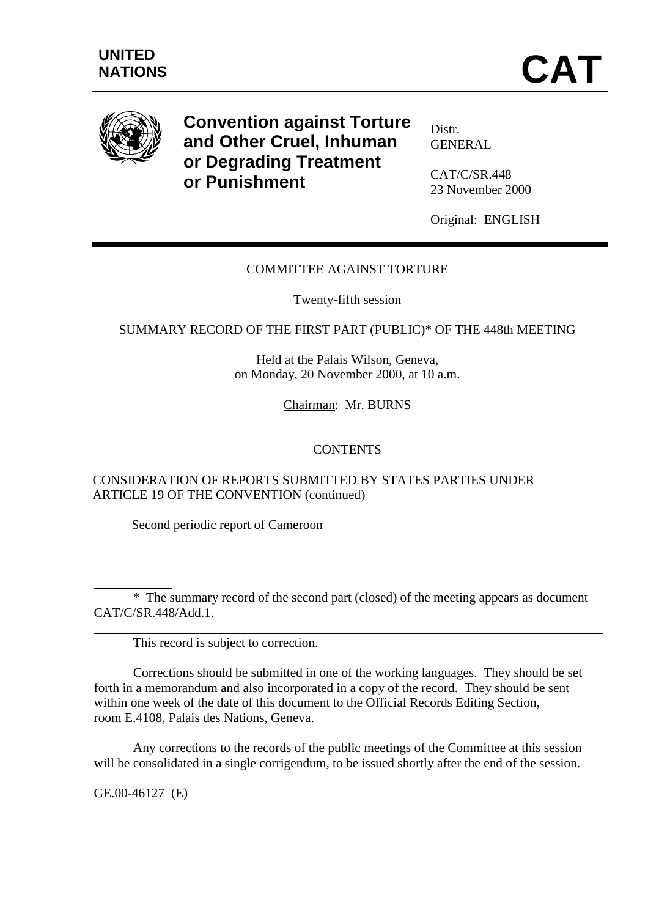UNITED NATIONS

# CAT

**Convention against Torture and Other Cruel, Inhuman or Degrading Treatment or Punishment**

Distr.
GENERAL

CAT/C/SR.448
23 November 2000

Original: ENGLISH

COMMITTEE AGAINST TORTURE

Twenty-fifth session

SUMMARY RECORD OF THE FIRST PART (PUBLIC)* OF THE 448th MEETING

Held at the Palais Wilson, Geneva,
on Monday, 20 November 2000, at 10 a.m.

Chairman: Mr. BURNS

CONTENTS

CONSIDERATION OF REPORTS SUBMITTED BY STATES PARTIES UNDER ARTICLE 19 OF THE CONVENTION (continued)

Second periodic report of Cameroon

---

\* The summary record of the second part (closed) of the meeting appears as document CAT/C/SR.448/Add.1.

---

This record is subject to correction.

Corrections should be submitted in one of the working languages. They should be set forth in a memorandum and also incorporated in a copy of the record. They should be sent within one week of the date of this document to the Official Records Editing Section, room E.4108, Palais des Nations, Geneva.

Any corrections to the records of the public meetings of the Committee at this session will be consolidated in a single corrigendum, to be issued shortly after the end of the session.

GE.00-46127 (E)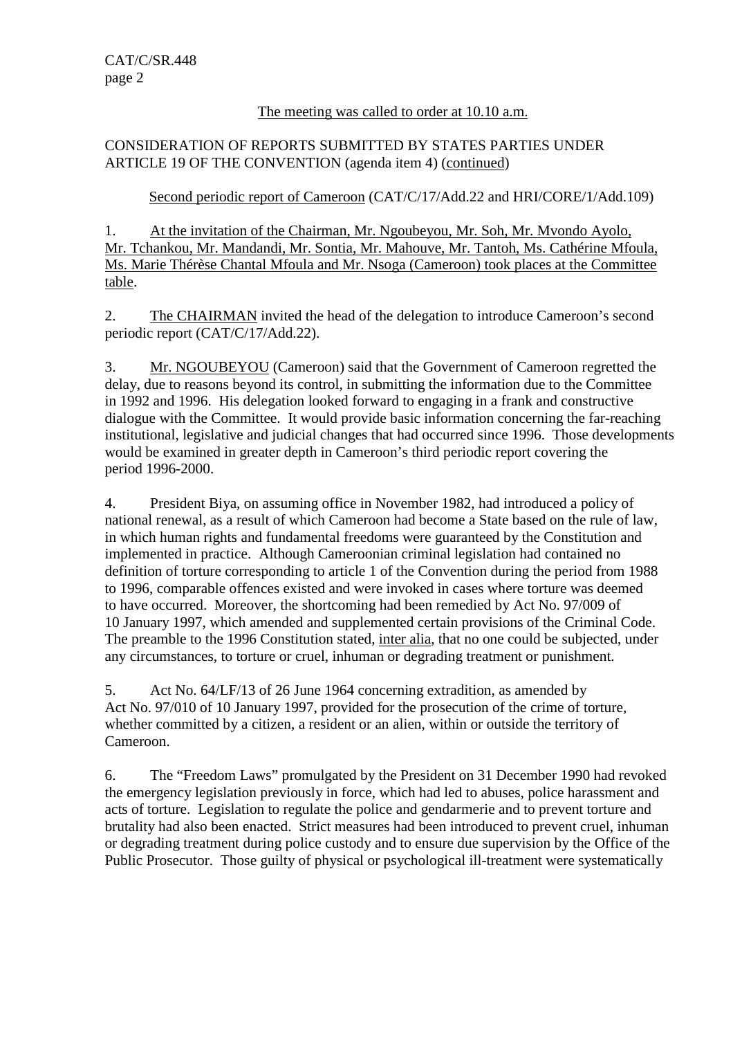The meeting was called to order at 10.10 a.m.

CONSIDERATION OF REPORTS SUBMITTED BY STATES PARTIES UNDER ARTICLE 19 OF THE CONVENTION (agenda item 4) (continued)

Second periodic report of Cameroon (CAT/C/17/Add.22 and HRI/CORE/1/Add.109)

1. At the invitation of the Chairman, Mr. Ngoubeyou, Mr. Soh, Mr. Mvondo Ayolo, Mr. Tchankou, Mr. Mandandi, Mr. Sontia, Mr. Mahouve, Mr. Tantoh, Ms. Cathérine Mfoula, Ms. Marie Thérèse Chantal Mfoula and Mr. Nsoga (Cameroon) took places at the Committee table.

2. The CHAIRMAN invited the head of the delegation to introduce Cameroon's second periodic report (CAT/C/17/Add.22).

3. Mr. NGOUBEYOU (Cameroon) said that the Government of Cameroon regretted the delay, due to reasons beyond its control, in submitting the information due to the Committee in 1992 and 1996. His delegation looked forward to engaging in a frank and constructive dialogue with the Committee. It would provide basic information concerning the far-reaching institutional, legislative and judicial changes that had occurred since 1996. Those developments would be examined in greater depth in Cameroon's third periodic report covering the period 1996-2000.

4. President Biya, on assuming office in November 1982, had introduced a policy of national renewal, as a result of which Cameroon had become a State based on the rule of law, in which human rights and fundamental freedoms were guaranteed by the Constitution and implemented in practice. Although Cameroonian criminal legislation had contained no definition of torture corresponding to article 1 of the Convention during the period from 1988 to 1996, comparable offences existed and were invoked in cases where torture was deemed to have occurred. Moreover, the shortcoming had been remedied by Act No. 97/009 of 10 January 1997, which amended and supplemented certain provisions of the Criminal Code. The preamble to the 1996 Constitution stated, inter alia, that no one could be subjected, under any circumstances, to torture or cruel, inhuman or degrading treatment or punishment.

5. Act No. 64/LF/13 of 26 June 1964 concerning extradition, as amended by Act No. 97/010 of 10 January 1997, provided for the prosecution of the crime of torture, whether committed by a citizen, a resident or an alien, within or outside the territory of Cameroon.

6. The "Freedom Laws" promulgated by the President on 31 December 1990 had revoked the emergency legislation previously in force, which had led to abuses, police harassment and acts of torture. Legislation to regulate the police and gendarmerie and to prevent torture and brutality had also been enacted. Strict measures had been introduced to prevent cruel, inhuman or degrading treatment during police custody and to ensure due supervision by the Office of the Public Prosecutor. Those guilty of physical or psychological ill-treatment were systematically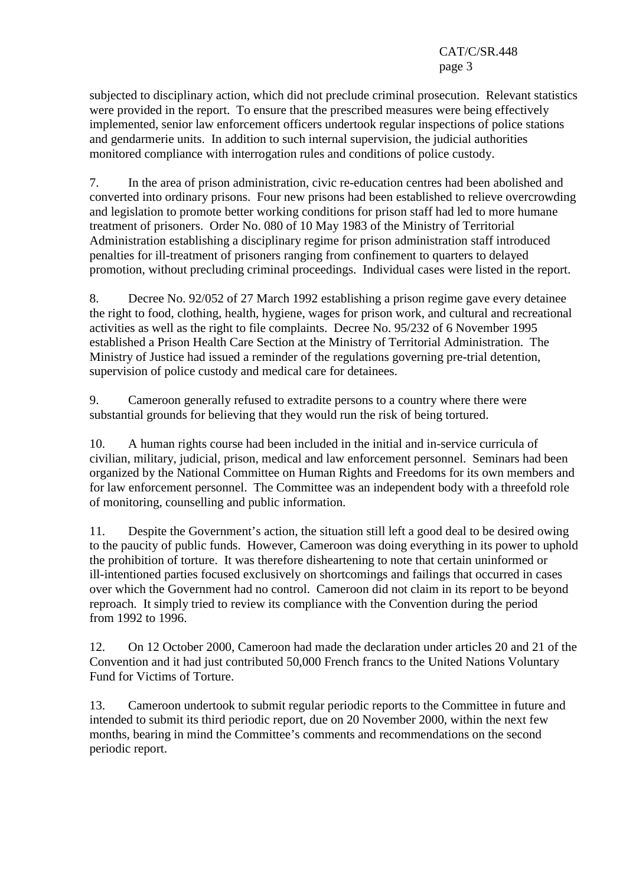subjected to disciplinary action, which did not preclude criminal prosecution. Relevant statistics were provided in the report. To ensure that the prescribed measures were being effectively implemented, senior law enforcement officers undertook regular inspections of police stations and gendarmerie units. In addition to such internal supervision, the judicial authorities monitored compliance with interrogation rules and conditions of police custody.

7. In the area of prison administration, civic re-education centres had been abolished and converted into ordinary prisons. Four new prisons had been established to relieve overcrowding and legislation to promote better working conditions for prison staff had led to more humane treatment of prisoners. Order No. 080 of 10 May 1983 of the Ministry of Territorial Administration establishing a disciplinary regime for prison administration staff introduced penalties for ill-treatment of prisoners ranging from confinement to quarters to delayed promotion, without precluding criminal proceedings. Individual cases were listed in the report.

8. Decree No. 92/052 of 27 March 1992 establishing a prison regime gave every detainee the right to food, clothing, health, hygiene, wages for prison work, and cultural and recreational activities as well as the right to file complaints. Decree No. 95/232 of 6 November 1995 established a Prison Health Care Section at the Ministry of Territorial Administration. The Ministry of Justice had issued a reminder of the regulations governing pre-trial detention, supervision of police custody and medical care for detainees.

9. Cameroon generally refused to extradite persons to a country where there were substantial grounds for believing that they would run the risk of being tortured.

10. A human rights course had been included in the initial and in-service curricula of civilian, military, judicial, prison, medical and law enforcement personnel. Seminars had been organized by the National Committee on Human Rights and Freedoms for its own members and for law enforcement personnel. The Committee was an independent body with a threefold role of monitoring, counselling and public information.

11. Despite the Government’s action, the situation still left a good deal to be desired owing to the paucity of public funds. However, Cameroon was doing everything in its power to uphold the prohibition of torture. It was therefore disheartening to note that certain uninformed or ill-intentioned parties focused exclusively on shortcomings and failings that occurred in cases over which the Government had no control. Cameroon did not claim in its report to be beyond reproach. It simply tried to review its compliance with the Convention during the period from 1992 to 1996.

12. On 12 October 2000, Cameroon had made the declaration under articles 20 and 21 of the Convention and it had just contributed 50,000 French francs to the United Nations Voluntary Fund for Victims of Torture.

13. Cameroon undertook to submit regular periodic reports to the Committee in future and intended to submit its third periodic report, due on 20 November 2000, within the next few months, bearing in mind the Committee’s comments and recommendations on the second periodic report.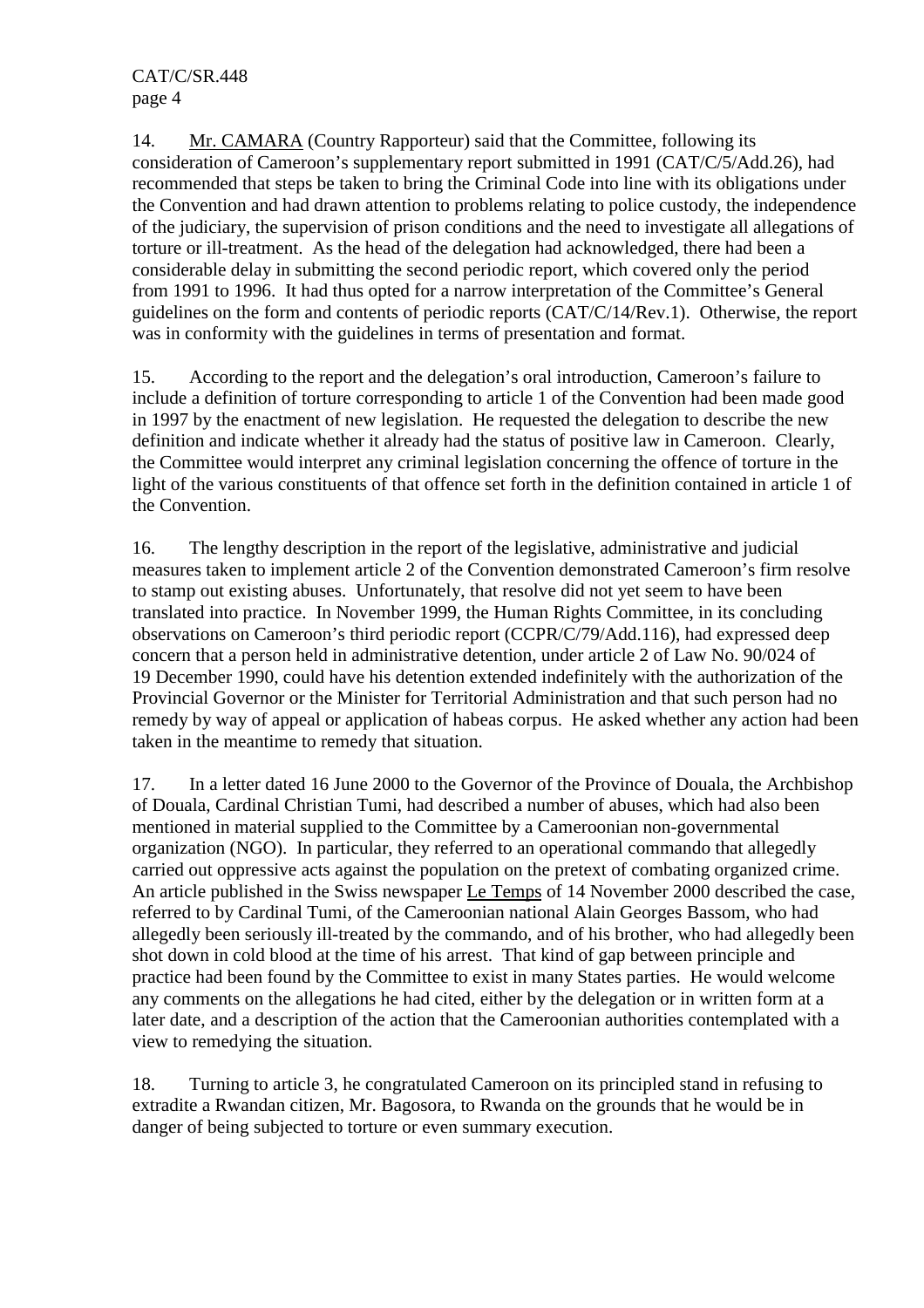14. Mr. CAMARA (Country Rapporteur) said that the Committee, following its consideration of Cameroon's supplementary report submitted in 1991 (CAT/C/5/Add.26), had recommended that steps be taken to bring the Criminal Code into line with its obligations under the Convention and had drawn attention to problems relating to police custody, the independence of the judiciary, the supervision of prison conditions and the need to investigate all allegations of torture or ill-treatment. As the head of the delegation had acknowledged, there had been a considerable delay in submitting the second periodic report, which covered only the period from 1991 to 1996. It had thus opted for a narrow interpretation of the Committee's General guidelines on the form and contents of periodic reports (CAT/C/14/Rev.1). Otherwise, the report was in conformity with the guidelines in terms of presentation and format.

15. According to the report and the delegation's oral introduction, Cameroon's failure to include a definition of torture corresponding to article 1 of the Convention had been made good in 1997 by the enactment of new legislation. He requested the delegation to describe the new definition and indicate whether it already had the status of positive law in Cameroon. Clearly, the Committee would interpret any criminal legislation concerning the offence of torture in the light of the various constituents of that offence set forth in the definition contained in article 1 of the Convention.

16. The lengthy description in the report of the legislative, administrative and judicial measures taken to implement article 2 of the Convention demonstrated Cameroon's firm resolve to stamp out existing abuses. Unfortunately, that resolve did not yet seem to have been translated into practice. In November 1999, the Human Rights Committee, in its concluding observations on Cameroon's third periodic report (CCPR/C/79/Add.116), had expressed deep concern that a person held in administrative detention, under article 2 of Law No. 90/024 of 19 December 1990, could have his detention extended indefinitely with the authorization of the Provincial Governor or the Minister for Territorial Administration and that such person had no remedy by way of appeal or application of habeas corpus. He asked whether any action had been taken in the meantime to remedy that situation.

17. In a letter dated 16 June 2000 to the Governor of the Province of Douala, the Archbishop of Douala, Cardinal Christian Tumi, had described a number of abuses, which had also been mentioned in material supplied to the Committee by a Cameroonian non-governmental organization (NGO). In particular, they referred to an operational commando that allegedly carried out oppressive acts against the population on the pretext of combating organized crime. An article published in the Swiss newspaper Le Temps of 14 November 2000 described the case, referred to by Cardinal Tumi, of the Cameroonian national Alain Georges Bassom, who had allegedly been seriously ill-treated by the commando, and of his brother, who had allegedly been shot down in cold blood at the time of his arrest. That kind of gap between principle and practice had been found by the Committee to exist in many States parties. He would welcome any comments on the allegations he had cited, either by the delegation or in written form at a later date, and a description of the action that the Cameroonian authorities contemplated with a view to remedying the situation.

18. Turning to article 3, he congratulated Cameroon on its principled stand in refusing to extradite a Rwandan citizen, Mr. Bagosora, to Rwanda on the grounds that he would be in danger of being subjected to torture or even summary execution.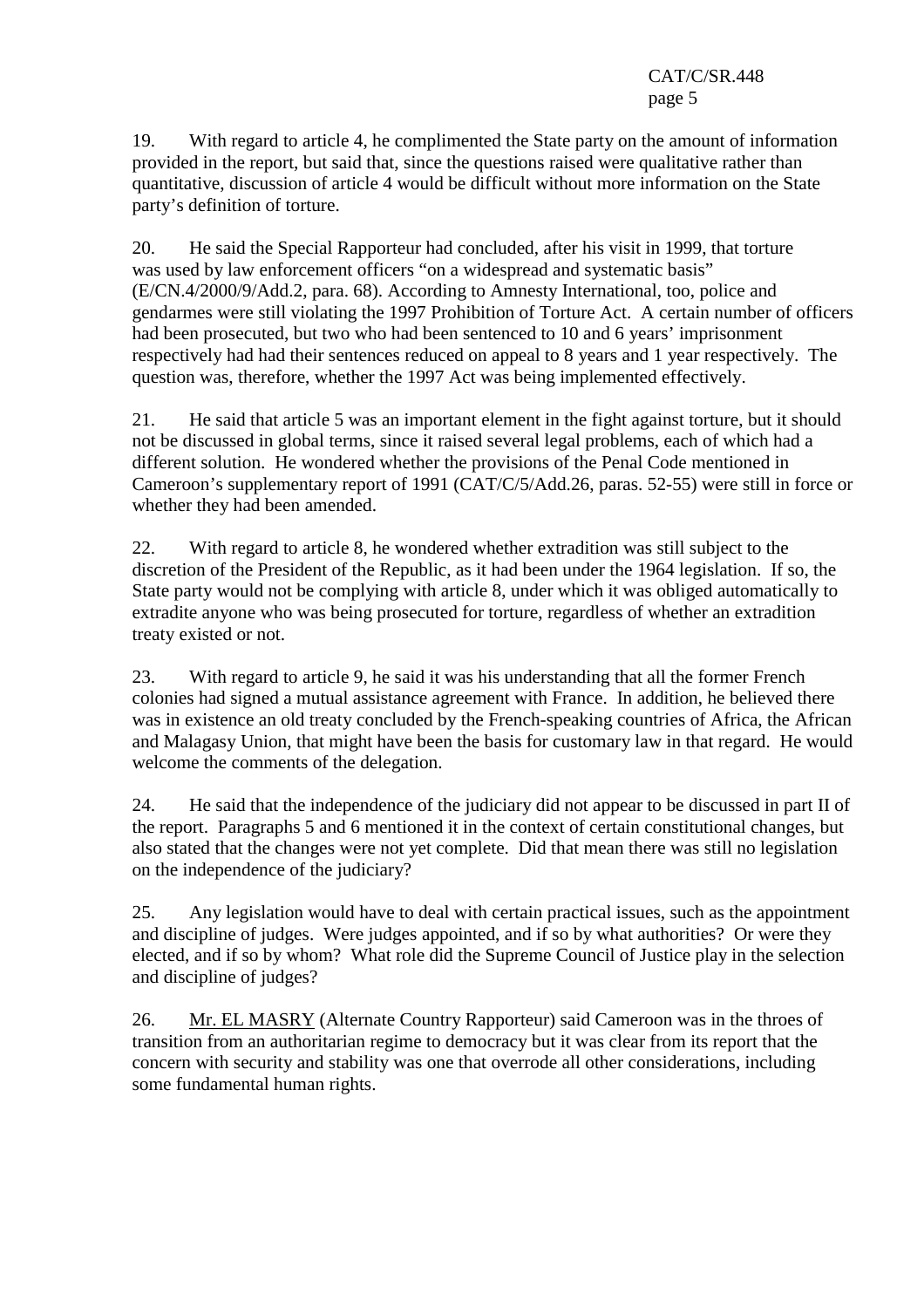19. With regard to article 4, he complimented the State party on the amount of information provided in the report, but said that, since the questions raised were qualitative rather than quantitative, discussion of article 4 would be difficult without more information on the State party's definition of torture.

20. He said the Special Rapporteur had concluded, after his visit in 1999, that torture was used by law enforcement officers "on a widespread and systematic basis" (E/CN.4/2000/9/Add.2, para. 68). According to Amnesty International, too, police and gendarmes were still violating the 1997 Prohibition of Torture Act. A certain number of officers had been prosecuted, but two who had been sentenced to 10 and 6 years' imprisonment respectively had had their sentences reduced on appeal to 8 years and 1 year respectively. The question was, therefore, whether the 1997 Act was being implemented effectively.

21. He said that article 5 was an important element in the fight against torture, but it should not be discussed in global terms, since it raised several legal problems, each of which had a different solution. He wondered whether the provisions of the Penal Code mentioned in Cameroon's supplementary report of 1991 (CAT/C/5/Add.26, paras. 52-55) were still in force or whether they had been amended.

22. With regard to article 8, he wondered whether extradition was still subject to the discretion of the President of the Republic, as it had been under the 1964 legislation. If so, the State party would not be complying with article 8, under which it was obliged automatically to extradite anyone who was being prosecuted for torture, regardless of whether an extradition treaty existed or not.

23. With regard to article 9, he said it was his understanding that all the former French colonies had signed a mutual assistance agreement with France. In addition, he believed there was in existence an old treaty concluded by the French-speaking countries of Africa, the African and Malagasy Union, that might have been the basis for customary law in that regard. He would welcome the comments of the delegation.

24. He said that the independence of the judiciary did not appear to be discussed in part II of the report. Paragraphs 5 and 6 mentioned it in the context of certain constitutional changes, but also stated that the changes were not yet complete. Did that mean there was still no legislation on the independence of the judiciary?

25. Any legislation would have to deal with certain practical issues, such as the appointment and discipline of judges. Were judges appointed, and if so by what authorities? Or were they elected, and if so by whom? What role did the Supreme Council of Justice play in the selection and discipline of judges?

26. Mr. EL MASRY (Alternate Country Rapporteur) said Cameroon was in the throes of transition from an authoritarian regime to democracy but it was clear from its report that the concern with security and stability was one that overrode all other considerations, including some fundamental human rights.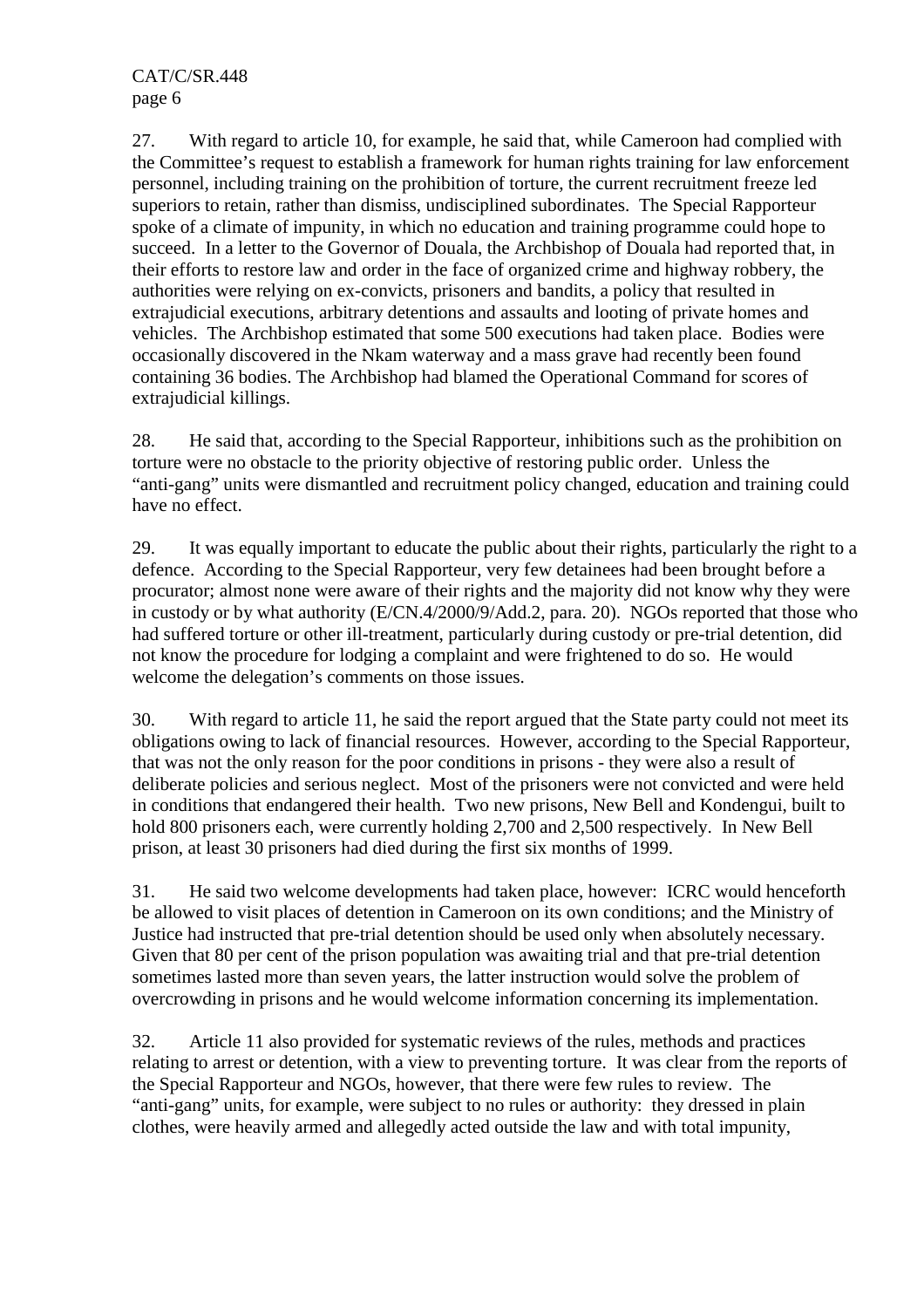27. With regard to article 10, for example, he said that, while Cameroon had complied with the Committee's request to establish a framework for human rights training for law enforcement personnel, including training on the prohibition of torture, the current recruitment freeze led superiors to retain, rather than dismiss, undisciplined subordinates. The Special Rapporteur spoke of a climate of impunity, in which no education and training programme could hope to succeed. In a letter to the Governor of Douala, the Archbishop of Douala had reported that, in their efforts to restore law and order in the face of organized crime and highway robbery, the authorities were relying on ex-convicts, prisoners and bandits, a policy that resulted in extrajudicial executions, arbitrary detentions and assaults and looting of private homes and vehicles. The Archbishop estimated that some 500 executions had taken place. Bodies were occasionally discovered in the Nkam waterway and a mass grave had recently been found containing 36 bodies. The Archbishop had blamed the Operational Command for scores of extrajudicial killings.

28. He said that, according to the Special Rapporteur, inhibitions such as the prohibition on torture were no obstacle to the priority objective of restoring public order. Unless the "anti-gang" units were dismantled and recruitment policy changed, education and training could have no effect.

29. It was equally important to educate the public about their rights, particularly the right to a defence. According to the Special Rapporteur, very few detainees had been brought before a procurator; almost none were aware of their rights and the majority did not know why they were in custody or by what authority (E/CN.4/2000/9/Add.2, para. 20). NGOs reported that those who had suffered torture or other ill-treatment, particularly during custody or pre-trial detention, did not know the procedure for lodging a complaint and were frightened to do so. He would welcome the delegation's comments on those issues.

30. With regard to article 11, he said the report argued that the State party could not meet its obligations owing to lack of financial resources. However, according to the Special Rapporteur, that was not the only reason for the poor conditions in prisons - they were also a result of deliberate policies and serious neglect. Most of the prisoners were not convicted and were held in conditions that endangered their health. Two new prisons, New Bell and Kondengui, built to hold 800 prisoners each, were currently holding 2,700 and 2,500 respectively. In New Bell prison, at least 30 prisoners had died during the first six months of 1999.

31. He said two welcome developments had taken place, however: ICRC would henceforth be allowed to visit places of detention in Cameroon on its own conditions; and the Ministry of Justice had instructed that pre-trial detention should be used only when absolutely necessary. Given that 80 per cent of the prison population was awaiting trial and that pre-trial detention sometimes lasted more than seven years, the latter instruction would solve the problem of overcrowding in prisons and he would welcome information concerning its implementation.

32. Article 11 also provided for systematic reviews of the rules, methods and practices relating to arrest or detention, with a view to preventing torture. It was clear from the reports of the Special Rapporteur and NGOs, however, that there were few rules to review. The "anti-gang" units, for example, were subject to no rules or authority: they dressed in plain clothes, were heavily armed and allegedly acted outside the law and with total impunity,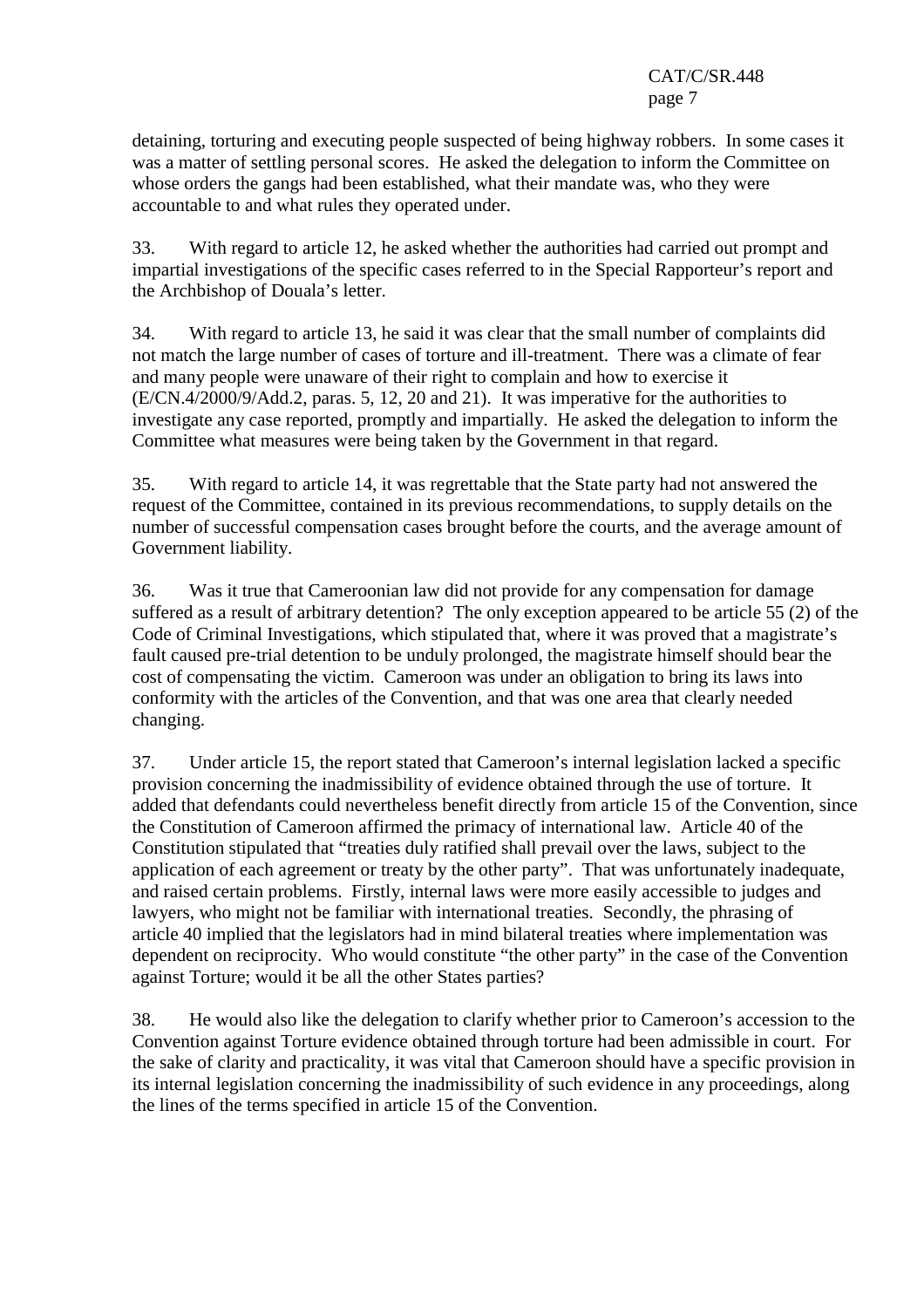detaining, torturing and executing people suspected of being highway robbers. In some cases it was a matter of settling personal scores. He asked the delegation to inform the Committee on whose orders the gangs had been established, what their mandate was, who they were accountable to and what rules they operated under.

33. With regard to article 12, he asked whether the authorities had carried out prompt and impartial investigations of the specific cases referred to in the Special Rapporteur's report and the Archbishop of Douala's letter.

34. With regard to article 13, he said it was clear that the small number of complaints did not match the large number of cases of torture and ill-treatment. There was a climate of fear and many people were unaware of their right to complain and how to exercise it (E/CN.4/2000/9/Add.2, paras. 5, 12, 20 and 21). It was imperative for the authorities to investigate any case reported, promptly and impartially. He asked the delegation to inform the Committee what measures were being taken by the Government in that regard.

35. With regard to article 14, it was regrettable that the State party had not answered the request of the Committee, contained in its previous recommendations, to supply details on the number of successful compensation cases brought before the courts, and the average amount of Government liability.

36. Was it true that Cameroonian law did not provide for any compensation for damage suffered as a result of arbitrary detention? The only exception appeared to be article 55 (2) of the Code of Criminal Investigations, which stipulated that, where it was proved that a magistrate's fault caused pre-trial detention to be unduly prolonged, the magistrate himself should bear the cost of compensating the victim. Cameroon was under an obligation to bring its laws into conformity with the articles of the Convention, and that was one area that clearly needed changing.

37. Under article 15, the report stated that Cameroon's internal legislation lacked a specific provision concerning the inadmissibility of evidence obtained through the use of torture. It added that defendants could nevertheless benefit directly from article 15 of the Convention, since the Constitution of Cameroon affirmed the primacy of international law. Article 40 of the Constitution stipulated that "treaties duly ratified shall prevail over the laws, subject to the application of each agreement or treaty by the other party". That was unfortunately inadequate, and raised certain problems. Firstly, internal laws were more easily accessible to judges and lawyers, who might not be familiar with international treaties. Secondly, the phrasing of article 40 implied that the legislators had in mind bilateral treaties where implementation was dependent on reciprocity. Who would constitute "the other party" in the case of the Convention against Torture; would it be all the other States parties?

38. He would also like the delegation to clarify whether prior to Cameroon's accession to the Convention against Torture evidence obtained through torture had been admissible in court. For the sake of clarity and practicality, it was vital that Cameroon should have a specific provision in its internal legislation concerning the inadmissibility of such evidence in any proceedings, along the lines of the terms specified in article 15 of the Convention.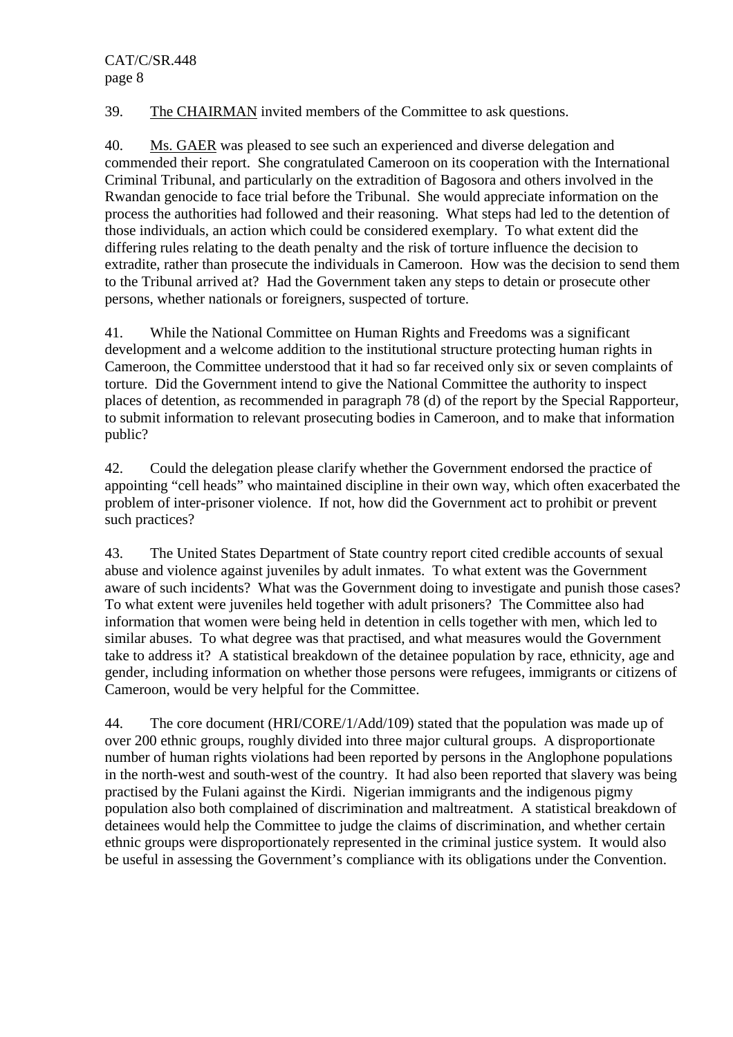39. The CHAIRMAN invited members of the Committee to ask questions.

40. Ms. GAER was pleased to see such an experienced and diverse delegation and commended their report. She congratulated Cameroon on its cooperation with the International Criminal Tribunal, and particularly on the extradition of Bagosora and others involved in the Rwandan genocide to face trial before the Tribunal. She would appreciate information on the process the authorities had followed and their reasoning. What steps had led to the detention of those individuals, an action which could be considered exemplary. To what extent did the differing rules relating to the death penalty and the risk of torture influence the decision to extradite, rather than prosecute the individuals in Cameroon. How was the decision to send them to the Tribunal arrived at? Had the Government taken any steps to detain or prosecute other persons, whether nationals or foreigners, suspected of torture.

41. While the National Committee on Human Rights and Freedoms was a significant development and a welcome addition to the institutional structure protecting human rights in Cameroon, the Committee understood that it had so far received only six or seven complaints of torture. Did the Government intend to give the National Committee the authority to inspect places of detention, as recommended in paragraph 78 (d) of the report by the Special Rapporteur, to submit information to relevant prosecuting bodies in Cameroon, and to make that information public?

42. Could the delegation please clarify whether the Government endorsed the practice of appointing "cell heads" who maintained discipline in their own way, which often exacerbated the problem of inter-prisoner violence. If not, how did the Government act to prohibit or prevent such practices?

43. The United States Department of State country report cited credible accounts of sexual abuse and violence against juveniles by adult inmates. To what extent was the Government aware of such incidents? What was the Government doing to investigate and punish those cases? To what extent were juveniles held together with adult prisoners? The Committee also had information that women were being held in detention in cells together with men, which led to similar abuses. To what degree was that practised, and what measures would the Government take to address it? A statistical breakdown of the detainee population by race, ethnicity, age and gender, including information on whether those persons were refugees, immigrants or citizens of Cameroon, would be very helpful for the Committee.

44. The core document (HRI/CORE/1/Add/109) stated that the population was made up of over 200 ethnic groups, roughly divided into three major cultural groups. A disproportionate number of human rights violations had been reported by persons in the Anglophone populations in the north-west and south-west of the country. It had also been reported that slavery was being practised by the Fulani against the Kirdi. Nigerian immigrants and the indigenous pigmy population also both complained of discrimination and maltreatment. A statistical breakdown of detainees would help the Committee to judge the claims of discrimination, and whether certain ethnic groups were disproportionately represented in the criminal justice system. It would also be useful in assessing the Government's compliance with its obligations under the Convention.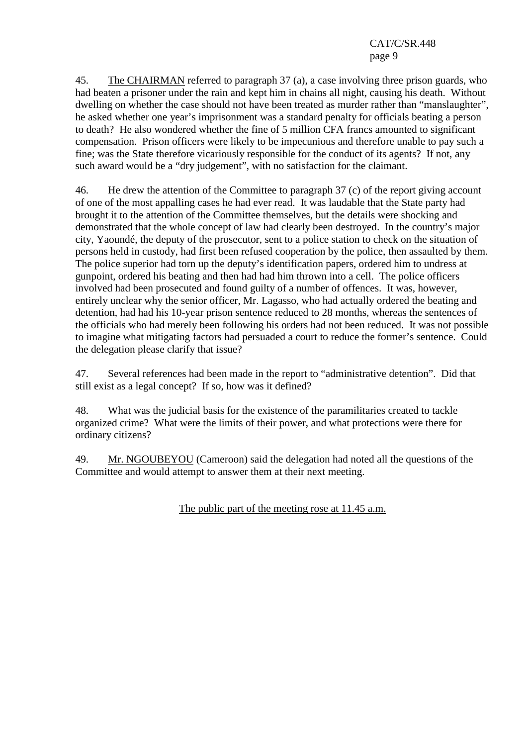45. The CHAIRMAN referred to paragraph 37 (a), a case involving three prison guards, who had beaten a prisoner under the rain and kept him in chains all night, causing his death. Without dwelling on whether the case should not have been treated as murder rather than "manslaughter", he asked whether one year's imprisonment was a standard penalty for officials beating a person to death? He also wondered whether the fine of 5 million CFA francs amounted to significant compensation. Prison officers were likely to be impecunious and therefore unable to pay such a fine; was the State therefore vicariously responsible for the conduct of its agents? If not, any such award would be a "dry judgement", with no satisfaction for the claimant.

46. He drew the attention of the Committee to paragraph 37 (c) of the report giving account of one of the most appalling cases he had ever read. It was laudable that the State party had brought it to the attention of the Committee themselves, but the details were shocking and demonstrated that the whole concept of law had clearly been destroyed. In the country's major city, Yaoundé, the deputy of the prosecutor, sent to a police station to check on the situation of persons held in custody, had first been refused cooperation by the police, then assaulted by them. The police superior had torn up the deputy's identification papers, ordered him to undress at gunpoint, ordered his beating and then had had him thrown into a cell. The police officers involved had been prosecuted and found guilty of a number of offences. It was, however, entirely unclear why the senior officer, Mr. Lagasso, who had actually ordered the beating and detention, had had his 10-year prison sentence reduced to 28 months, whereas the sentences of the officials who had merely been following his orders had not been reduced. It was not possible to imagine what mitigating factors had persuaded a court to reduce the former's sentence. Could the delegation please clarify that issue?

47. Several references had been made in the report to "administrative detention". Did that still exist as a legal concept? If so, how was it defined?

48. What was the judicial basis for the existence of the paramilitaries created to tackle organized crime? What were the limits of their power, and what protections were there for ordinary citizens?

49. Mr. NGOUBEYOU (Cameroon) said the delegation had noted all the questions of the Committee and would attempt to answer them at their next meeting.

The public part of the meeting rose at 11.45 a.m.